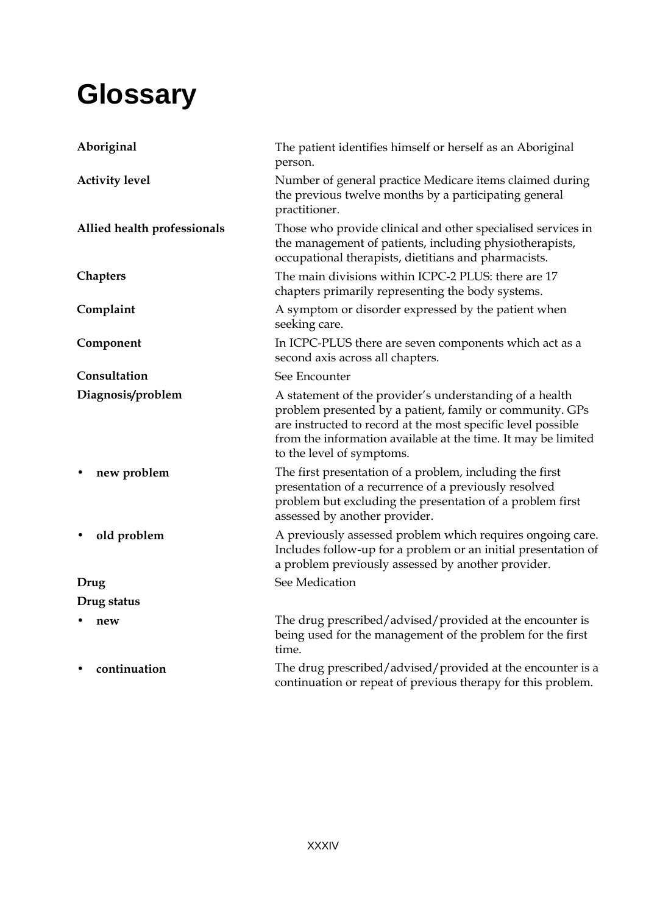# Glossary

| | |
|---|---|
| **Aboriginal** | The patient identifies himself or herself as an Aboriginal person. |
| **Activity level** | Number of general practice Medicare items claimed during the previous twelve months by a participating general practitioner. |
| **Allied health professionals** | Those who provide clinical and other specialised services in the management of patients, including physiotherapists, occupational therapists, dietitians and pharmacists. |
| **Chapters** | The main divisions within ICPC-2 PLUS: there are 17 chapters primarily representing the body systems. |
| **Complaint** | A symptom or disorder expressed by the patient when seeking care. |
| **Component** | In ICPC-PLUS there are seven components which act as a second axis across all chapters. |
| **Consultation** | See Encounter |
| **Diagnosis/problem** | A statement of the provider's understanding of a health problem presented by a patient, family or community. GPs are instructed to record at the most specific level possible from the information available at the time. It may be limited to the level of symptoms. |
| • **new problem** | The first presentation of a problem, including the first presentation of a recurrence of a previously resolved problem but excluding the presentation of a problem first assessed by another provider. |
| • **old problem** | A previously assessed problem which requires ongoing care. Includes follow-up for a problem or an initial presentation of a problem previously assessed by another provider. |
| **Drug** | See Medication |
| **Drug status** | |
| • **new** | The drug prescribed/advised/provided at the encounter is being used for the management of the problem for the first time. |
| • **continuation** | The drug prescribed/advised/provided at the encounter is a continuation or repeat of previous therapy for this problem. |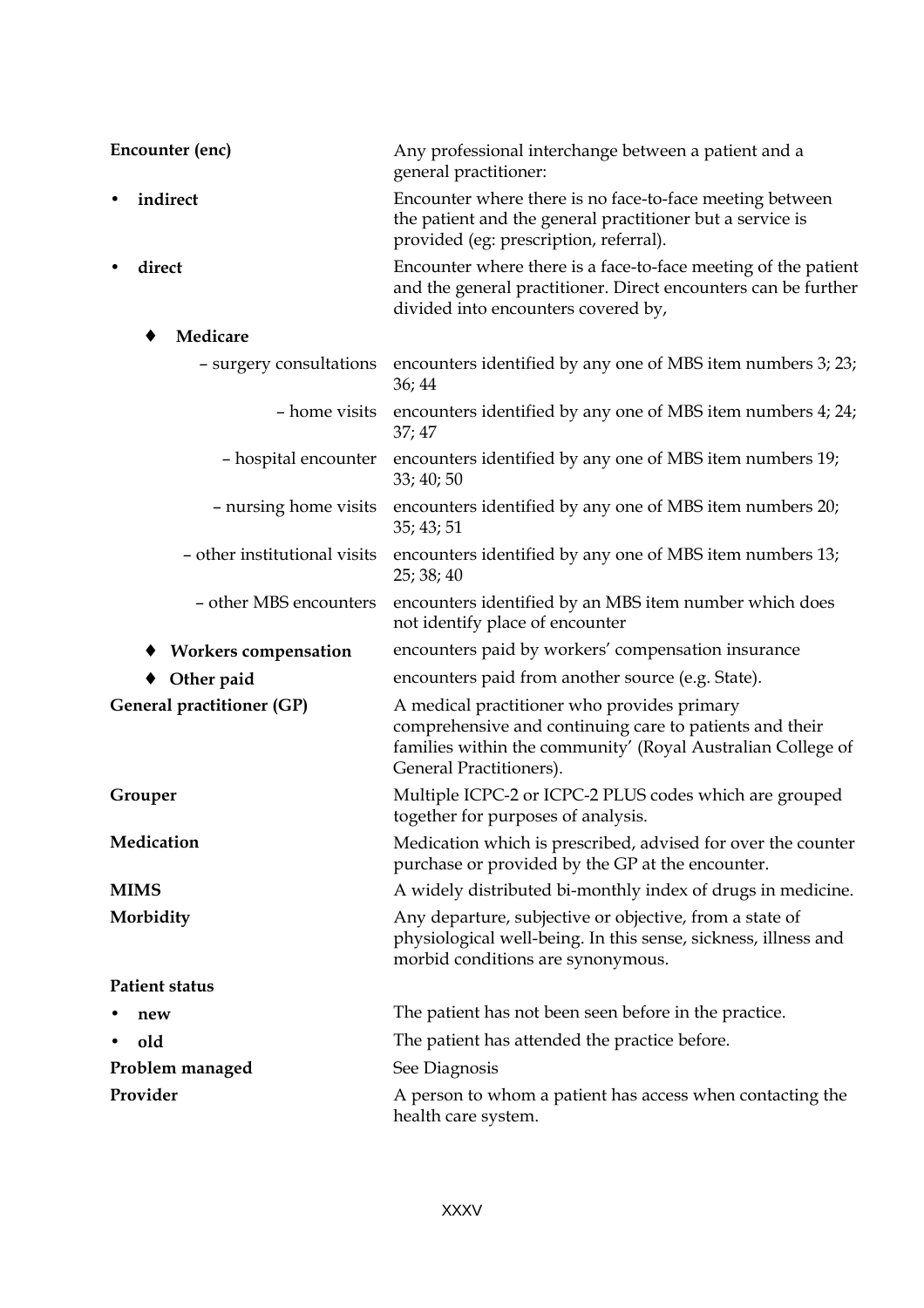**Encounter (enc)** — Any professional interchange between a patient and a general practitioner:

- **indirect** — Encounter where there is no face-to-face meeting between the patient and the general practitioner but a service is provided (eg: prescription, referral).
- **direct** — Encounter where there is a face-to-face meeting of the patient and the general practitioner. Direct encounters can be further divided into encounters covered by,
  - ♦ **Medicare**
    - – surgery consultations — encounters identified by any one of MBS item numbers 3; 23; 36; 44
    - – home visits — encounters identified by any one of MBS item numbers 4; 24; 37; 47
    - – hospital encounter — encounters identified by any one of MBS item numbers 19; 33; 40; 50
    - – nursing home visits — encounters identified by any one of MBS item numbers 20; 35; 43; 51
    - – other institutional visits — encounters identified by any one of MBS item numbers 13; 25; 38; 40
    - – other MBS encounters — encounters identified by an MBS item number which does not identify place of encounter
  - ♦ **Workers compensation** — encounters paid by workers' compensation insurance
  - ♦ **Other paid** — encounters paid from another source (e.g. State).

**General practitioner (GP)** — A medical practitioner who provides primary comprehensive and continuing care to patients and their families within the community' (Royal Australian College of General Practitioners).

**Grouper** — Multiple ICPC-2 or ICPC-2 PLUS codes which are grouped together for purposes of analysis.

**Medication** — Medication which is prescribed, advised for over the counter purchase or provided by the GP at the encounter.

**MIMS** — A widely distributed bi-monthly index of drugs in medicine.

**Morbidity** — Any departure, subjective or objective, from a state of physiological well-being. In this sense, sickness, illness and morbid conditions are synonymous.

**Patient status**

- **new** — The patient has not been seen before in the practice.
- **old** — The patient has attended the practice before.

**Problem managed** — See Diagnosis

**Provider** — A person to whom a patient has access when contacting the health care system.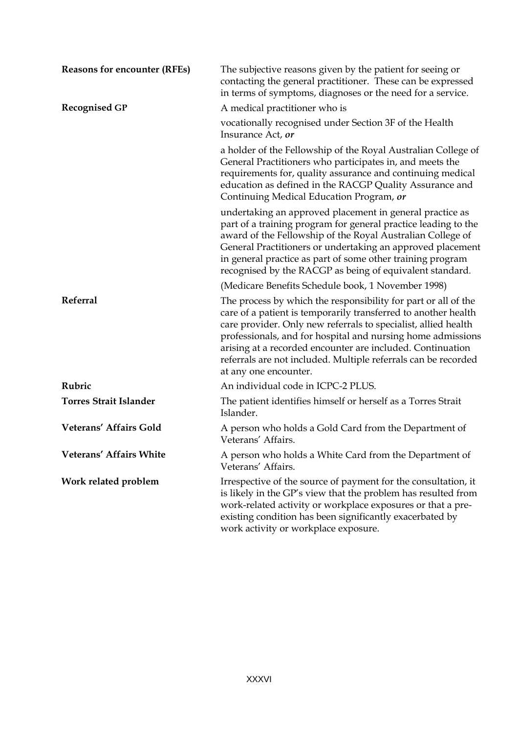| | |
|---|---|
| **Reasons for encounter (RFEs)** | The subjective reasons given by the patient for seeing or contacting the general practitioner. These can be expressed in terms of symptoms, diagnoses or the need for a service. |
| **Recognised GP** | A medical practitioner who is<br><br>vocationally recognised under Section 3F of the Health Insurance Act, ***or***<br><br>a holder of the Fellowship of the Royal Australian College of General Practitioners who participates in, and meets the requirements for, quality assurance and continuing medical education as defined in the RACGP Quality Assurance and Continuing Medical Education Program, ***or***<br><br>undertaking an approved placement in general practice as part of a training program for general practice leading to the award of the Fellowship of the Royal Australian College of General Practitioners or undertaking an approved placement in general practice as part of some other training program recognised by the RACGP as being of equivalent standard.<br><br>(Medicare Benefits Schedule book, 1 November 1998) |
| **Referral** | The process by which the responsibility for part or all of the care of a patient is temporarily transferred to another health care provider. Only new referrals to specialist, allied health professionals, and for hospital and nursing home admissions arising at a recorded encounter are included. Continuation referrals are not included. Multiple referrals can be recorded at any one encounter. |
| **Rubric** | An individual code in ICPC-2 PLUS. |
| **Torres Strait Islander** | The patient identifies himself or herself as a Torres Strait Islander. |
| **Veterans' Affairs Gold** | A person who holds a Gold Card from the Department of Veterans' Affairs. |
| **Veterans' Affairs White** | A person who holds a White Card from the Department of Veterans' Affairs. |
| **Work related problem** | Irrespective of the source of payment for the consultation, it is likely in the GP's view that the problem has resulted from work-related activity or workplace exposures or that a pre-existing condition has been significantly exacerbated by work activity or workplace exposure. |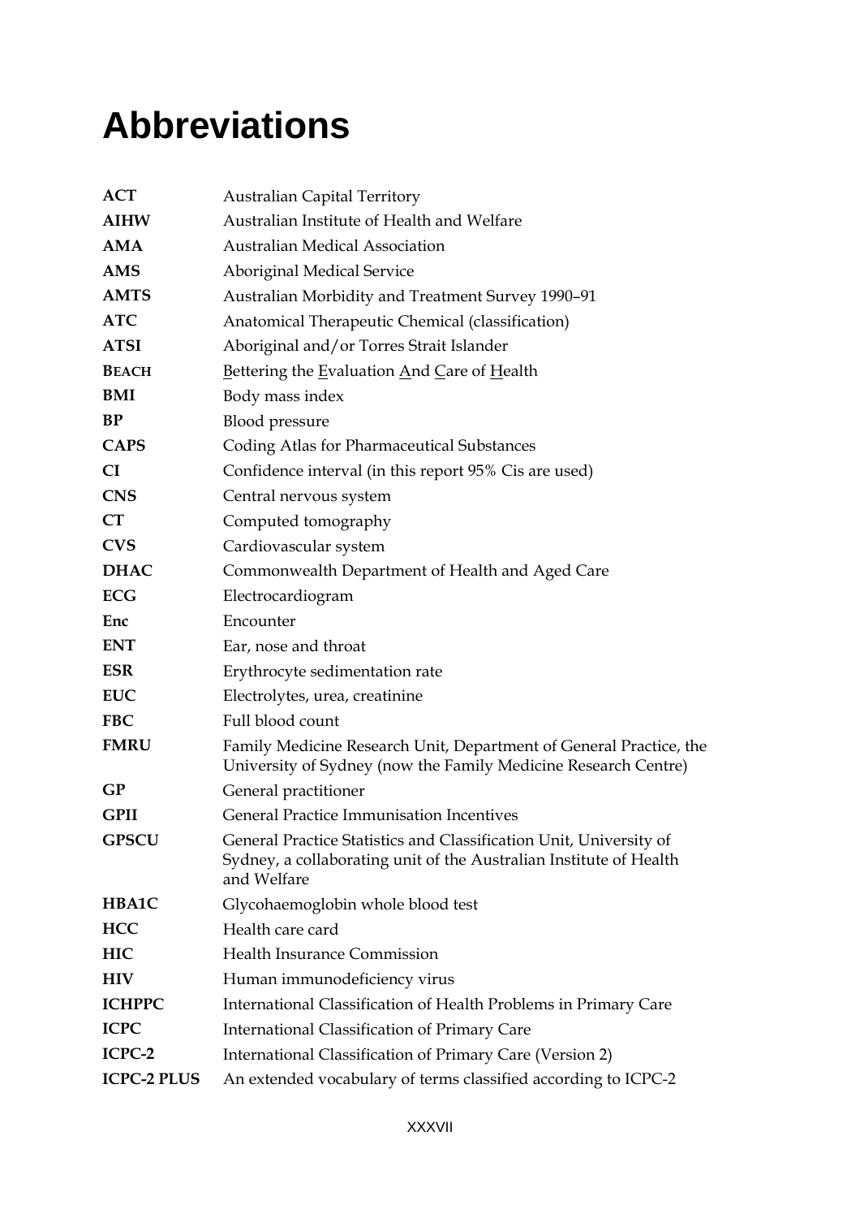# Abbreviations

| | |
|---|---|
| **ACT** | Australian Capital Territory |
| **AIHW** | Australian Institute of Health and Welfare |
| **AMA** | Australian Medical Association |
| **AMS** | Aboriginal Medical Service |
| **AMTS** | Australian Morbidity and Treatment Survey 1990–91 |
| **ATC** | Anatomical Therapeutic Chemical (classification) |
| **ATSI** | Aboriginal and/or Torres Strait Islander |
| **BEACH** | Bettering the Evaluation And Care of Health |
| **BMI** | Body mass index |
| **BP** | Blood pressure |
| **CAPS** | Coding Atlas for Pharmaceutical Substances |
| **CI** | Confidence interval (in this report 95% Cis are used) |
| **CNS** | Central nervous system |
| **CT** | Computed tomography |
| **CVS** | Cardiovascular system |
| **DHAC** | Commonwealth Department of Health and Aged Care |
| **ECG** | Electrocardiogram |
| **Enc** | Encounter |
| **ENT** | Ear, nose and throat |
| **ESR** | Erythrocyte sedimentation rate |
| **EUC** | Electrolytes, urea, creatinine |
| **FBC** | Full blood count |
| **FMRU** | Family Medicine Research Unit, Department of General Practice, the University of Sydney (now the Family Medicine Research Centre) |
| **GP** | General practitioner |
| **GPII** | General Practice Immunisation Incentives |
| **GPSCU** | General Practice Statistics and Classification Unit, University of Sydney, a collaborating unit of the Australian Institute of Health and Welfare |
| **HBA1C** | Glycohaemoglobin whole blood test |
| **HCC** | Health care card |
| **HIC** | Health Insurance Commission |
| **HIV** | Human immunodeficiency virus |
| **ICHPPC** | International Classification of Health Problems in Primary Care |
| **ICPC** | International Classification of Primary Care |
| **ICPC-2** | International Classification of Primary Care (Version 2) |
| **ICPC-2 PLUS** | An extended vocabulary of terms classified according to ICPC-2 |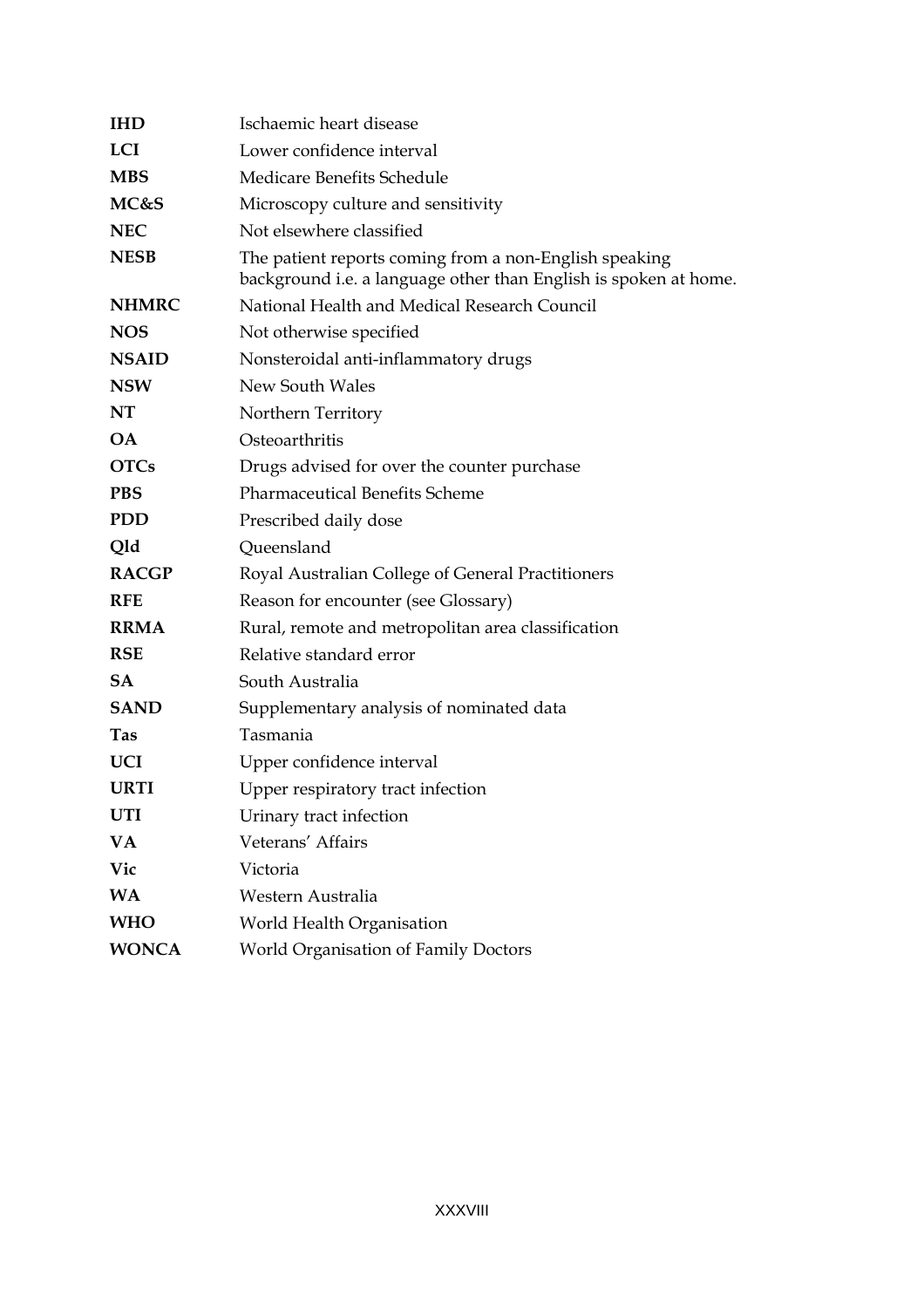| | |
|---|---|
| **IHD** | Ischaemic heart disease |
| **LCI** | Lower confidence interval |
| **MBS** | Medicare Benefits Schedule |
| **MC&S** | Microscopy culture and sensitivity |
| **NEC** | Not elsewhere classified |
| **NESB** | The patient reports coming from a non-English speaking background i.e. a language other than English is spoken at home. |
| **NHMRC** | National Health and Medical Research Council |
| **NOS** | Not otherwise specified |
| **NSAID** | Nonsteroidal anti-inflammatory drugs |
| **NSW** | New South Wales |
| **NT** | Northern Territory |
| **OA** | Osteoarthritis |
| **OTCs** | Drugs advised for over the counter purchase |
| **PBS** | Pharmaceutical Benefits Scheme |
| **PDD** | Prescribed daily dose |
| **Qld** | Queensland |
| **RACGP** | Royal Australian College of General Practitioners |
| **RFE** | Reason for encounter (see Glossary) |
| **RRMA** | Rural, remote and metropolitan area classification |
| **RSE** | Relative standard error |
| **SA** | South Australia |
| **SAND** | Supplementary analysis of nominated data |
| **Tas** | Tasmania |
| **UCI** | Upper confidence interval |
| **URTI** | Upper respiratory tract infection |
| **UTI** | Urinary tract infection |
| **VA** | Veterans' Affairs |
| **Vic** | Victoria |
| **WA** | Western Australia |
| **WHO** | World Health Organisation |
| **WONCA** | World Organisation of Family Doctors |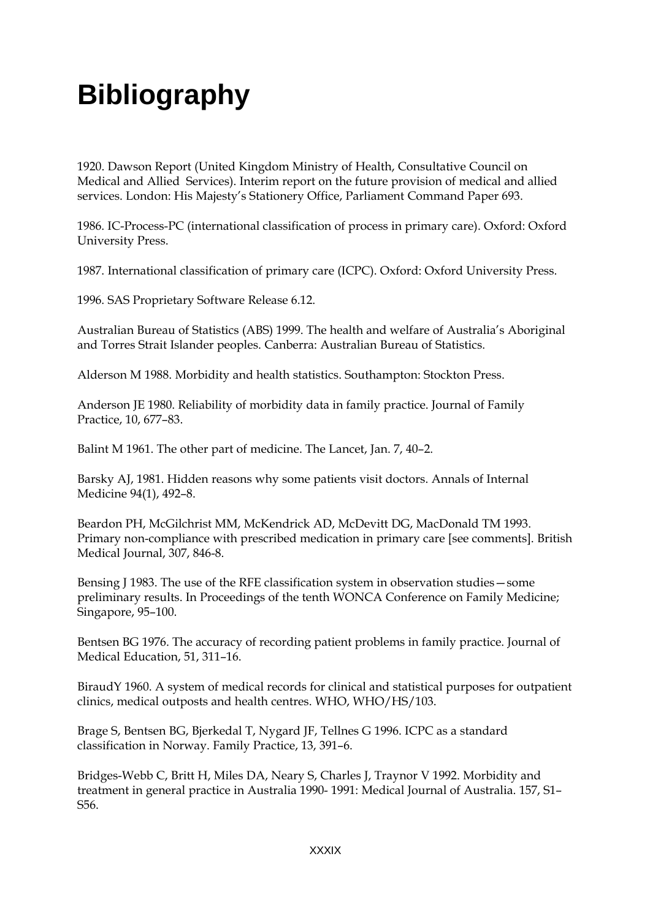# Bibliography

1920. Dawson Report (United Kingdom Ministry of Health, Consultative Council on Medical and Allied Services). Interim report on the future provision of medical and allied services. London: His Majesty's Stationery Office, Parliament Command Paper 693.

1986. IC-Process-PC (international classification of process in primary care). Oxford: Oxford University Press.

1987. International classification of primary care (ICPC). Oxford: Oxford University Press.

1996. SAS Proprietary Software Release 6.12.

Australian Bureau of Statistics (ABS) 1999. The health and welfare of Australia's Aboriginal and Torres Strait Islander peoples. Canberra: Australian Bureau of Statistics.

Alderson M 1988. Morbidity and health statistics. Southampton: Stockton Press.

Anderson JE 1980. Reliability of morbidity data in family practice. Journal of Family Practice, 10, 677–83.

Balint M 1961. The other part of medicine. The Lancet, Jan. 7, 40–2.

Barsky AJ, 1981. Hidden reasons why some patients visit doctors. Annals of Internal Medicine 94(1), 492–8.

Beardon PH, McGilchrist MM, McKendrick AD, McDevitt DG, MacDonald TM 1993. Primary non-compliance with prescribed medication in primary care [see comments]. British Medical Journal, 307, 846-8.

Bensing J 1983. The use of the RFE classification system in observation studies—some preliminary results. In Proceedings of the tenth WONCA Conference on Family Medicine; Singapore, 95–100.

Bentsen BG 1976. The accuracy of recording patient problems in family practice. Journal of Medical Education, 51, 311–16.

BiraudY 1960. A system of medical records for clinical and statistical purposes for outpatient clinics, medical outposts and health centres. WHO, WHO/HS/103.

Brage S, Bentsen BG, Bjerkedal T, Nygard JF, Tellnes G 1996. ICPC as a standard classification in Norway. Family Practice, 13, 391–6.

Bridges-Webb C, Britt H, Miles DA, Neary S, Charles J, Traynor V 1992. Morbidity and treatment in general practice in Australia 1990- 1991: Medical Journal of Australia. 157, S1–S56.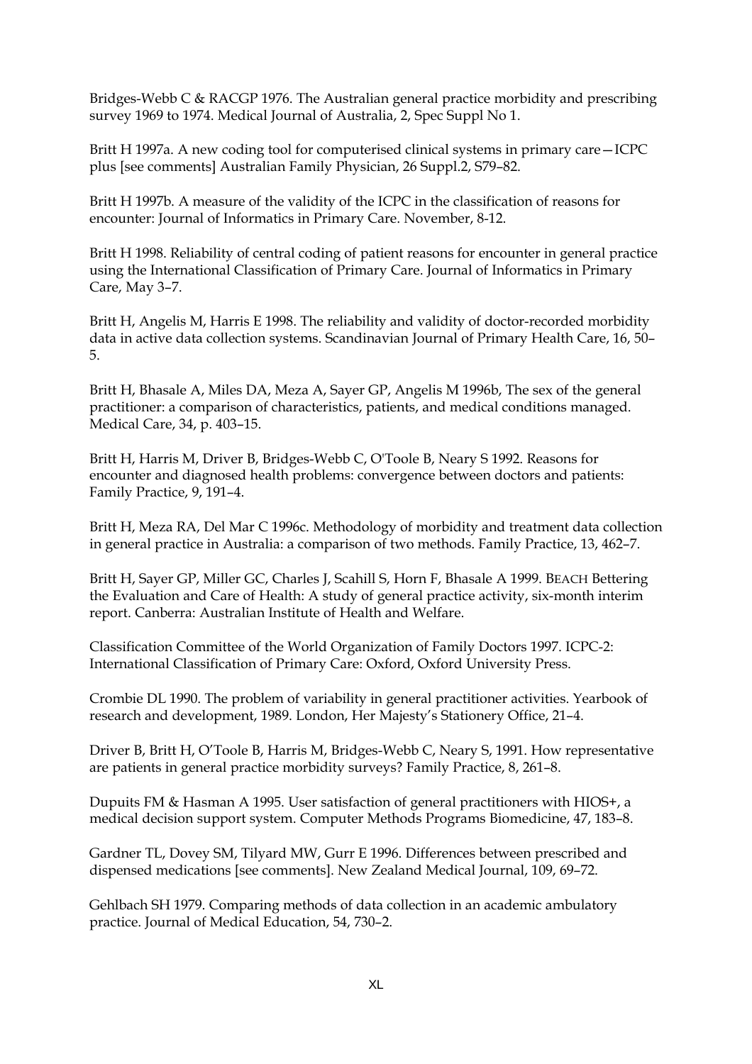Bridges-Webb C & RACGP 1976. The Australian general practice morbidity and prescribing survey 1969 to 1974. Medical Journal of Australia, 2, Spec Suppl No 1.

Britt H 1997a. A new coding tool for computerised clinical systems in primary care—ICPC plus [see comments] Australian Family Physician, 26 Suppl.2, S79–82.

Britt H 1997b. A measure of the validity of the ICPC in the classification of reasons for encounter: Journal of Informatics in Primary Care. November, 8-12.

Britt H 1998. Reliability of central coding of patient reasons for encounter in general practice using the International Classification of Primary Care. Journal of Informatics in Primary Care, May 3–7.

Britt H, Angelis M, Harris E 1998. The reliability and validity of doctor-recorded morbidity data in active data collection systems. Scandinavian Journal of Primary Health Care, 16, 50–5.

Britt H, Bhasale A, Miles DA, Meza A, Sayer GP, Angelis M 1996b, The sex of the general practitioner: a comparison of characteristics, patients, and medical conditions managed. Medical Care, 34, p. 403–15.

Britt H, Harris M, Driver B, Bridges-Webb C, O'Toole B, Neary S 1992. Reasons for encounter and diagnosed health problems: convergence between doctors and patients: Family Practice, 9, 191–4.

Britt H, Meza RA, Del Mar C 1996c. Methodology of morbidity and treatment data collection in general practice in Australia: a comparison of two methods. Family Practice, 13, 462–7.

Britt H, Sayer GP, Miller GC, Charles J, Scahill S, Horn F, Bhasale A 1999. BEACH Bettering the Evaluation and Care of Health: A study of general practice activity, six-month interim report. Canberra: Australian Institute of Health and Welfare.

Classification Committee of the World Organization of Family Doctors 1997. ICPC-2: International Classification of Primary Care: Oxford, Oxford University Press.

Crombie DL 1990. The problem of variability in general practitioner activities. Yearbook of research and development, 1989. London, Her Majesty's Stationery Office, 21–4.

Driver B, Britt H, O'Toole B, Harris M, Bridges-Webb C, Neary S, 1991. How representative are patients in general practice morbidity surveys? Family Practice, 8, 261–8.

Dupuits FM & Hasman A 1995. User satisfaction of general practitioners with HIOS+, a medical decision support system. Computer Methods Programs Biomedicine, 47, 183–8.

Gardner TL, Dovey SM, Tilyard MW, Gurr E 1996. Differences between prescribed and dispensed medications [see comments]. New Zealand Medical Journal, 109, 69–72.

Gehlbach SH 1979. Comparing methods of data collection in an academic ambulatory practice. Journal of Medical Education, 54, 730–2.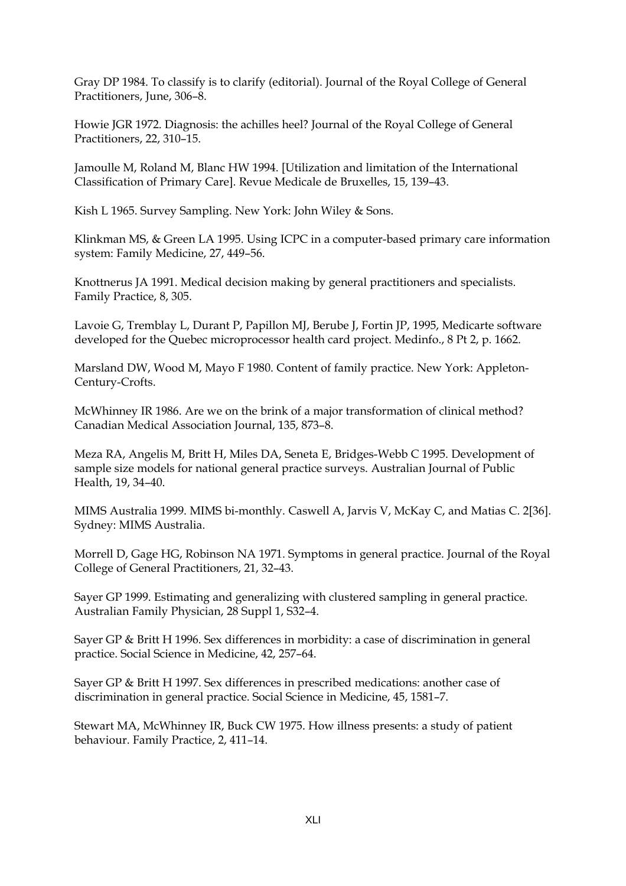Gray DP 1984. To classify is to clarify (editorial). Journal of the Royal College of General Practitioners, June, 306–8.

Howie JGR 1972. Diagnosis: the achilles heel? Journal of the Royal College of General Practitioners, 22, 310–15.

Jamoulle M, Roland M, Blanc HW 1994. [Utilization and limitation of the International Classification of Primary Care]. Revue Medicale de Bruxelles, 15, 139–43.

Kish L 1965. Survey Sampling. New York: John Wiley & Sons.

Klinkman MS, & Green LA 1995. Using ICPC in a computer-based primary care information system: Family Medicine, 27, 449–56.

Knottnerus JA 1991. Medical decision making by general practitioners and specialists. Family Practice, 8, 305.

Lavoie G, Tremblay L, Durant P, Papillon MJ, Berube J, Fortin JP, 1995, Medicarte software developed for the Quebec microprocessor health card project. Medinfo., 8 Pt 2, p. 1662.

Marsland DW, Wood M, Mayo F 1980. Content of family practice. New York: Appleton-Century-Crofts.

McWhinney IR 1986. Are we on the brink of a major transformation of clinical method? Canadian Medical Association Journal, 135, 873–8.

Meza RA, Angelis M, Britt H, Miles DA, Seneta E, Bridges-Webb C 1995. Development of sample size models for national general practice surveys. Australian Journal of Public Health, 19, 34–40.

MIMS Australia 1999. MIMS bi-monthly. Caswell A, Jarvis V, McKay C, and Matias C. 2[36]. Sydney: MIMS Australia.

Morrell D, Gage HG, Robinson NA 1971. Symptoms in general practice. Journal of the Royal College of General Practitioners, 21, 32–43.

Sayer GP 1999. Estimating and generalizing with clustered sampling in general practice. Australian Family Physician, 28 Suppl 1, S32–4.

Sayer GP & Britt H 1996. Sex differences in morbidity: a case of discrimination in general practice. Social Science in Medicine, 42, 257–64.

Sayer GP & Britt H 1997. Sex differences in prescribed medications: another case of discrimination in general practice. Social Science in Medicine, 45, 1581–7.

Stewart MA, McWhinney IR, Buck CW 1975. How illness presents: a study of patient behaviour. Family Practice, 2, 411–14.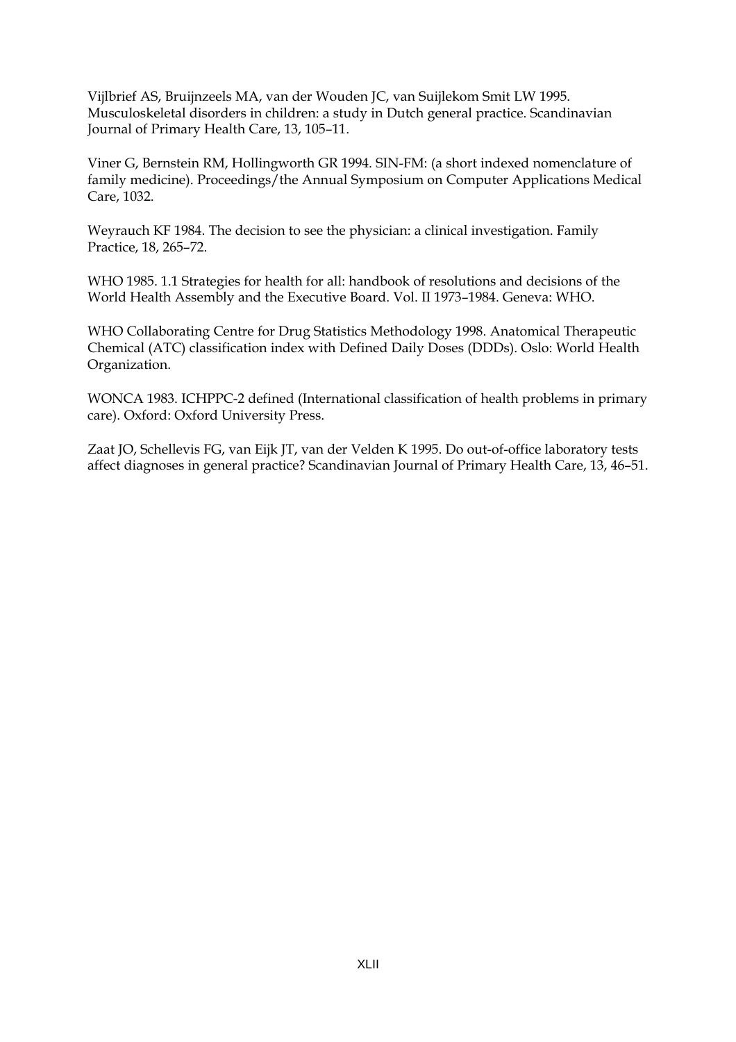Vijlbrief AS, Bruijnzeels MA, van der Wouden JC, van Suijlekom Smit LW 1995. Musculoskeletal disorders in children: a study in Dutch general practice. Scandinavian Journal of Primary Health Care, 13, 105–11.

Viner G, Bernstein RM, Hollingworth GR 1994. SIN-FM: (a short indexed nomenclature of family medicine). Proceedings/the Annual Symposium on Computer Applications Medical Care, 1032.

Weyrauch KF 1984. The decision to see the physician: a clinical investigation. Family Practice, 18, 265–72.

WHO 1985. 1.1 Strategies for health for all: handbook of resolutions and decisions of the World Health Assembly and the Executive Board. Vol. II 1973–1984. Geneva: WHO.

WHO Collaborating Centre for Drug Statistics Methodology 1998. Anatomical Therapeutic Chemical (ATC) classification index with Defined Daily Doses (DDDs). Oslo: World Health Organization.

WONCA 1983. ICHPPC-2 defined (International classification of health problems in primary care). Oxford: Oxford University Press.

Zaat JO, Schellevis FG, van Eijk JT, van der Velden K 1995. Do out-of-office laboratory tests affect diagnoses in general practice? Scandinavian Journal of Primary Health Care, 13, 46–51.